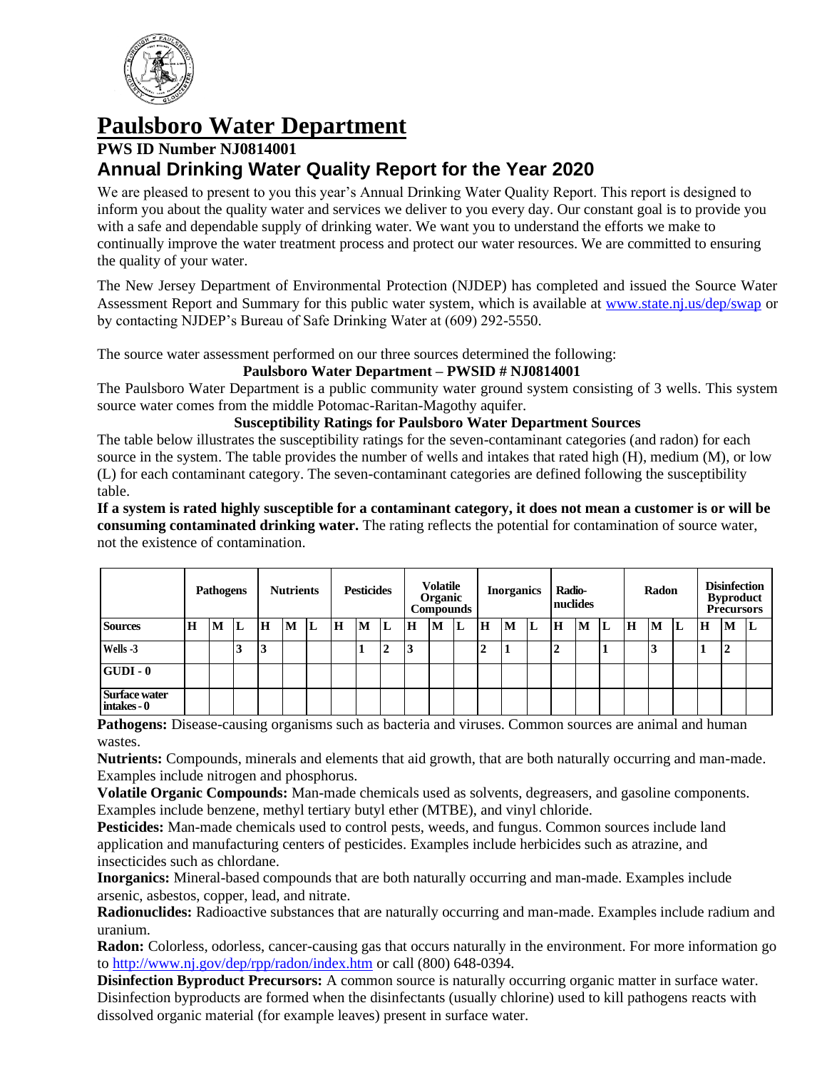# Paulsboro Water Department

**PWS ID Number NJ0814001**

## Annual Drinking Water Quality Report for the Year 2020

We are pleased to present to you this year's Annual Drinking Water Quality Report. This report is designed to inform you about the quality water and services we deliver to you every day. Our constant goal is to provide you with a safe and dependable supply of drinking water. We want you to understand the efforts we make to continually improve the water treatment process and protect our water resources. We are committed to ensuring the quality of your water.

The New Jersey Department of Environmental Protection (NJDEP) has completed and issued the Source Water Assessment Report and Summary for this public water system, which is available at www.state.nj.us/dep/swap or by contacting NJDEP's Bureau of Safe Drinking Water at (609) 292-5550.

The source water assessment performed on our three sources determined the following:

**Paulsboro Water Department – PWSID # NJ0814001**

The Paulsboro Water Department is a public community water ground system consisting of 3 wells. This system source water comes from the middle Potomac-Raritan-Magothy aquifer.

**Susceptibility Ratings for Paulsboro Water Department Sources**

The table below illustrates the susceptibility ratings for the seven-contaminant categories (and radon) for each source in the system. The table provides the number of wells and intakes that rated high (H), medium (M), or low (L) for each contaminant category. The seven-contaminant categories are defined following the susceptibility table.

**If a system is rated highly susceptible for a contaminant category, it does not mean a customer is or will be consuming contaminated drinking water.** The rating reflects the potential for contamination of source water, not the existence of contamination.

| | Pathogens | | | Nutrients | | | Pesticides | | | Volatile Organic Compounds | | | Inorganics | | | Radio-nuclides | | | Radon | | | Disinfection Byproduct Precursors | | |
|---|---|---|---|---|---|---|---|---|---|---|---|---|---|---|---|---|---|---|---|---|---|---|---|---|
| **Sources** | **H** | **M** | **L** | **H** | **M** | **L** | **H** | **M** | **L** | **H** | **M** | **L** | **H** | **M** | **L** | **H** | **M** | **L** | **H** | **M** | **L** | **H** | **M** | **L** |
| **Wells -3** | | | 3 | 3 | | | | 1 | 2 | 3 | | | 2 | 1 | | 2 | | 1 | | 3 | | 1 | 2 | |
| **GUDI - 0** | | | | | | | | | | | | | | | | | | | | | | | | |
| **Surface water intakes - 0** | | | | | | | | | | | | | | | | | | | | | | | | |

**Pathogens:** Disease-causing organisms such as bacteria and viruses. Common sources are animal and human wastes.

**Nutrients:** Compounds, minerals and elements that aid growth, that are both naturally occurring and man-made. Examples include nitrogen and phosphorus.

**Volatile Organic Compounds:** Man-made chemicals used as solvents, degreasers, and gasoline components. Examples include benzene, methyl tertiary butyl ether (MTBE), and vinyl chloride.

**Pesticides:** Man-made chemicals used to control pests, weeds, and fungus. Common sources include land application and manufacturing centers of pesticides. Examples include herbicides such as atrazine, and insecticides such as chlordane.

**Inorganics:** Mineral-based compounds that are both naturally occurring and man-made. Examples include arsenic, asbestos, copper, lead, and nitrate.

**Radionuclides:** Radioactive substances that are naturally occurring and man-made. Examples include radium and uranium.

**Radon:** Colorless, odorless, cancer-causing gas that occurs naturally in the environment. For more information go to http://www.nj.gov/dep/rpp/radon/index.htm or call (800) 648-0394.

**Disinfection Byproduct Precursors:** A common source is naturally occurring organic matter in surface water. Disinfection byproducts are formed when the disinfectants (usually chlorine) used to kill pathogens reacts with dissolved organic material (for example leaves) present in surface water.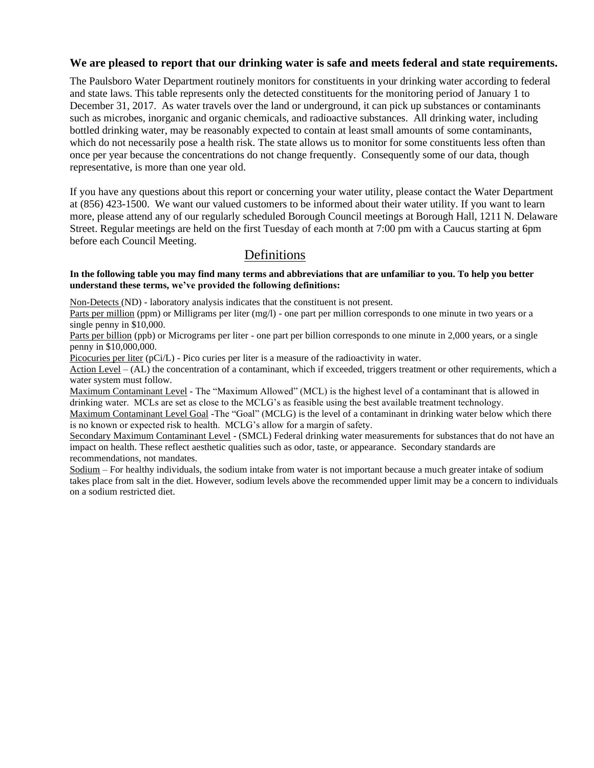**We are pleased to report that our drinking water is safe and meets federal and state requirements.**

The Paulsboro Water Department routinely monitors for constituents in your drinking water according to federal and state laws. This table represents only the detected constituents for the monitoring period of January 1 to December 31, 2017. As water travels over the land or underground, it can pick up substances or contaminants such as microbes, inorganic and organic chemicals, and radioactive substances. All drinking water, including bottled drinking water, may be reasonably expected to contain at least small amounts of some contaminants, which do not necessarily pose a health risk. The state allows us to monitor for some constituents less often than once per year because the concentrations do not change frequently. Consequently some of our data, though representative, is more than one year old.

If you have any questions about this report or concerning your water utility, please contact the Water Department at (856) 423-1500. We want our valued customers to be informed about their water utility. If you want to learn more, please attend any of our regularly scheduled Borough Council meetings at Borough Hall, 1211 N. Delaware Street. Regular meetings are held on the first Tuesday of each month at 7:00 pm with a Caucus starting at 6pm before each Council Meeting.

## Definitions

**In the following table you may find many terms and abbreviations that are unfamiliar to you. To help you better understand these terms, we've provided the following definitions:**

Non-Detects (ND) - laboratory analysis indicates that the constituent is not present.

Parts per million (ppm) or Milligrams per liter (mg/l) - one part per million corresponds to one minute in two years or a single penny in $10,000.

Parts per billion (ppb) or Micrograms per liter - one part per billion corresponds to one minute in 2,000 years, or a single penny in $10,000,000.

Picocuries per liter (pCi/L) - Pico curies per liter is a measure of the radioactivity in water.

Action Level – (AL) the concentration of a contaminant, which if exceeded, triggers treatment or other requirements, which a water system must follow.

Maximum Contaminant Level - The "Maximum Allowed" (MCL) is the highest level of a contaminant that is allowed in drinking water. MCLs are set as close to the MCLG's as feasible using the best available treatment technology.

Maximum Contaminant Level Goal -The "Goal" (MCLG) is the level of a contaminant in drinking water below which there is no known or expected risk to health. MCLG's allow for a margin of safety.

Secondary Maximum Contaminant Level - (SMCL) Federal drinking water measurements for substances that do not have an impact on health. These reflect aesthetic qualities such as odor, taste, or appearance. Secondary standards are recommendations, not mandates.

Sodium – For healthy individuals, the sodium intake from water is not important because a much greater intake of sodium takes place from salt in the diet. However, sodium levels above the recommended upper limit may be a concern to individuals on a sodium restricted diet.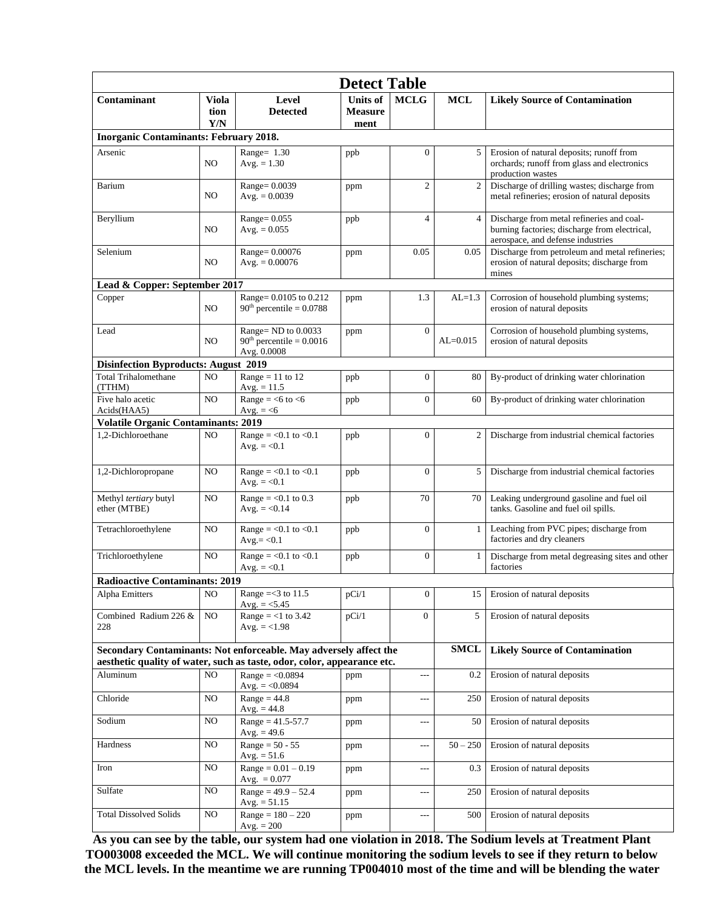| Detect Table | | | | | | |
|---|---|---|---|---|---|---|
| **Contaminant** | **Violation Y/N** | **Level Detected** | **Units of Measurement** | **MCLG** | **MCL** | **Likely Source of Contamination** |
| **Inorganic Contaminants: February 2018.** | | | | | | |
| Arsenic | NO | Range= 1.30<br>Avg. = 1.30 | ppb | 0 | 5 | Erosion of natural deposits; runoff from orchards; runoff from glass and electronics production wastes |
| Barium | NO | Range= 0.0039<br>Avg. = 0.0039 | ppm | 2 | 2 | Discharge of drilling wastes; discharge from metal refineries; erosion of natural deposits |
| Beryllium | NO | Range= 0.055<br>Avg. = 0.055 | ppb | 4 | 4 | Discharge from metal refineries and coal-burning factories; discharge from electrical, aerospace, and defense industries |
| Selenium | NO | Range= 0.00076<br>Avg. = 0.00076 | ppm | 0.05 | 0.05 | Discharge from petroleum and metal refineries; erosion of natural deposits; discharge from mines |
| **Lead & Copper: September 2017** | | | | | | |
| Copper | NO | Range= 0.0105 to 0.212<br>90th percentile = 0.0788 | ppm | 1.3 | AL=1.3 | Corrosion of household plumbing systems; erosion of natural deposits |
| Lead | NO | Range= ND to 0.0033<br>90th percentile = 0.0016<br>Avg. 0.0008 | ppm | 0 | AL=0.015 | Corrosion of household plumbing systems, erosion of natural deposits |
| **Disinfection Byproducts: August 2019** | | | | | | |
| Total Trihalomethane (TTHM) | NO | Range = 11 to 12<br>Avg. = 11.5 | ppb | 0 | 80 | By-product of drinking water chlorination |
| Five halo acetic Acids(HAA5) | NO | Range = <6 to <6<br>Avg. = <6 | ppb | 0 | 60 | By-product of drinking water chlorination |
| **Volatile Organic Contaminants: 2019** | | | | | | |
| 1,2-Dichloroethane | NO | Range = <0.1 to <0.1<br>Avg. = <0.1 | ppb | 0 | 2 | Discharge from industrial chemical factories |
| 1,2-Dichloropropane | NO | Range = <0.1 to <0.1<br>Avg. = <0.1 | ppb | 0 | 5 | Discharge from industrial chemical factories |
| Methyl *tertiary* butyl ether (MTBE) | NO | Range = <0.1 to 0.3<br>Avg. = <0.14 | ppb | 70 | 70 | Leaking underground gasoline and fuel oil tanks. Gasoline and fuel oil spills. |
| Tetrachloroethylene | NO | Range = <0.1 to <0.1<br>Avg.= <0.1 | ppb | 0 | 1 | Leaching from PVC pipes; discharge from factories and dry cleaners |
| Trichloroethylene | NO | Range = <0.1 to <0.1<br>Avg. = <0.1 | ppb | 0 | 1 | Discharge from metal degreasing sites and other factories |
| **Radioactive Contaminants: 2019** | | | | | | |
| Alpha Emitters | NO | Range =<3 to 11.5<br>Avg. = <5.45 | pCi/1 | 0 | 15 | Erosion of natural deposits |
| Combined Radium 226 & 228 | NO | Range = <1 to 3.42<br>Avg. = <1.98 | pCi/1 | 0 | 5 | Erosion of natural deposits |
| **Secondary Contaminants: Not enforceable. May adversely affect the aesthetic quality of water, such as taste, odor, color, appearance etc.** | | | | | **SMCL** | **Likely Source of Contamination** |
| Aluminum | NO | Range = <0.0894<br>Avg. = <0.0894 | ppm | --- | 0.2 | Erosion of natural deposits |
| Chloride | NO | Range = 44.8<br>Avg. = 44.8 | ppm | --- | 250 | Erosion of natural deposits |
| Sodium | NO | Range = 41.5-57.7<br>Avg. = 49.6 | ppm | --- | 50 | Erosion of natural deposits |
| Hardness | NO | Range = 50 - 55<br>Avg. = 51.6 | ppm | --- | 50 – 250 | Erosion of natural deposits |
| Iron | NO | Range = 0.01 – 0.19<br>Avg. = 0.077 | ppm | --- | 0.3 | Erosion of natural deposits |
| Sulfate | NO | Range = 49.9 – 52.4<br>Avg. = 51.15 | ppm | --- | 250 | Erosion of natural deposits |
| Total Dissolved Solids | NO | Range = 180 – 220<br>Avg. = 200 | ppm | --- | 500 | Erosion of natural deposits |

**As you can see by the table, our system had one violation in 2018. The Sodium levels at Treatment Plant TO003008 exceeded the MCL. We will continue monitoring the sodium levels to see if they return to below the MCL levels. In the meantime we are running TP004010 most of the time and will be blending the water**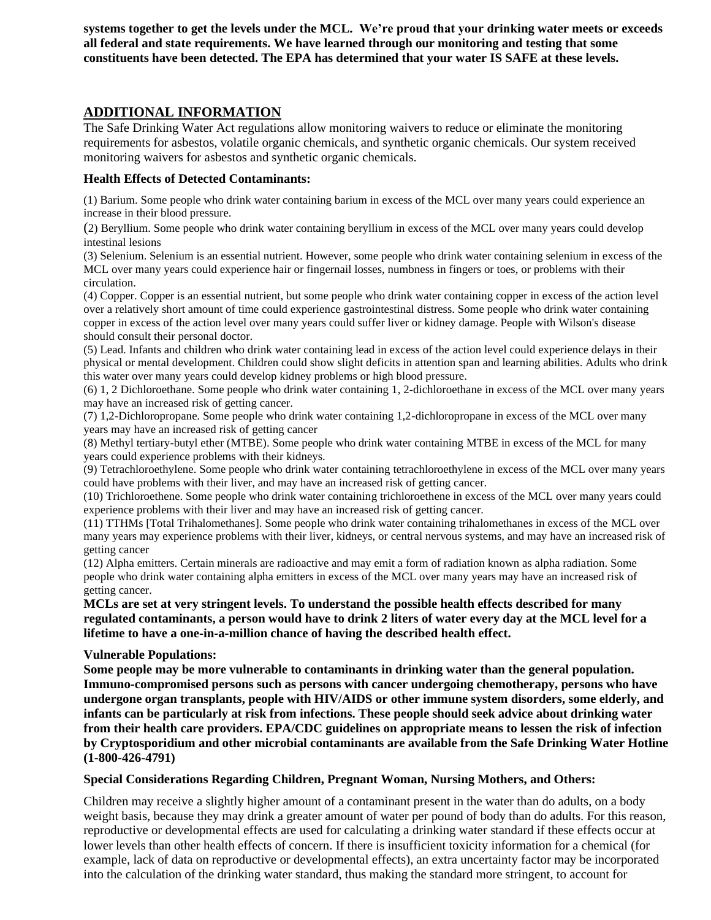**systems together to get the levels under the MCL. We're proud that your drinking water meets or exceeds all federal and state requirements. We have learned through our monitoring and testing that some constituents have been detected. The EPA has determined that your water IS SAFE at these levels.**

## ADDITIONAL INFORMATION

The Safe Drinking Water Act regulations allow monitoring waivers to reduce or eliminate the monitoring requirements for asbestos, volatile organic chemicals, and synthetic organic chemicals. Our system received monitoring waivers for asbestos and synthetic organic chemicals.

**Health Effects of Detected Contaminants:**

(1) Barium. Some people who drink water containing barium in excess of the MCL over many years could experience an increase in their blood pressure.

(2) Beryllium. Some people who drink water containing beryllium in excess of the MCL over many years could develop intestinal lesions

(3) Selenium. Selenium is an essential nutrient. However, some people who drink water containing selenium in excess of the MCL over many years could experience hair or fingernail losses, numbness in fingers or toes, or problems with their circulation.

(4) Copper. Copper is an essential nutrient, but some people who drink water containing copper in excess of the action level over a relatively short amount of time could experience gastrointestinal distress. Some people who drink water containing copper in excess of the action level over many years could suffer liver or kidney damage. People with Wilson's disease should consult their personal doctor.

(5) Lead. Infants and children who drink water containing lead in excess of the action level could experience delays in their physical or mental development. Children could show slight deficits in attention span and learning abilities. Adults who drink this water over many years could develop kidney problems or high blood pressure.

(6) 1, 2 Dichloroethane. Some people who drink water containing 1, 2-dichloroethane in excess of the MCL over many years may have an increased risk of getting cancer.

(7) 1,2-Dichloropropane. Some people who drink water containing 1,2-dichloropropane in excess of the MCL over many years may have an increased risk of getting cancer

(8) Methyl tertiary-butyl ether (MTBE). Some people who drink water containing MTBE in excess of the MCL for many years could experience problems with their kidneys.

(9) Tetrachloroethylene. Some people who drink water containing tetrachloroethylene in excess of the MCL over many years could have problems with their liver, and may have an increased risk of getting cancer.

(10) Trichloroethene. Some people who drink water containing trichloroethene in excess of the MCL over many years could experience problems with their liver and may have an increased risk of getting cancer.

(11) TTHMs [Total Trihalomethanes]. Some people who drink water containing trihalomethanes in excess of the MCL over many years may experience problems with their liver, kidneys, or central nervous systems, and may have an increased risk of getting cancer

(12) Alpha emitters. Certain minerals are radioactive and may emit a form of radiation known as alpha radiation. Some people who drink water containing alpha emitters in excess of the MCL over many years may have an increased risk of getting cancer.

**MCLs are set at very stringent levels. To understand the possible health effects described for many regulated contaminants, a person would have to drink 2 liters of water every day at the MCL level for a lifetime to have a one-in-a-million chance of having the described health effect.**

**Vulnerable Populations:**

**Some people may be more vulnerable to contaminants in drinking water than the general population. Immuno-compromised persons such as persons with cancer undergoing chemotherapy, persons who have undergone organ transplants, people with HIV/AIDS or other immune system disorders, some elderly, and infants can be particularly at risk from infections. These people should seek advice about drinking water from their health care providers. EPA/CDC guidelines on appropriate means to lessen the risk of infection by Cryptosporidium and other microbial contaminants are available from the Safe Drinking Water Hotline (1-800-426-4791)**

**Special Considerations Regarding Children, Pregnant Woman, Nursing Mothers, and Others:**

Children may receive a slightly higher amount of a contaminant present in the water than do adults, on a body weight basis, because they may drink a greater amount of water per pound of body than do adults. For this reason, reproductive or developmental effects are used for calculating a drinking water standard if these effects occur at lower levels than other health effects of concern. If there is insufficient toxicity information for a chemical (for example, lack of data on reproductive or developmental effects), an extra uncertainty factor may be incorporated into the calculation of the drinking water standard, thus making the standard more stringent, to account for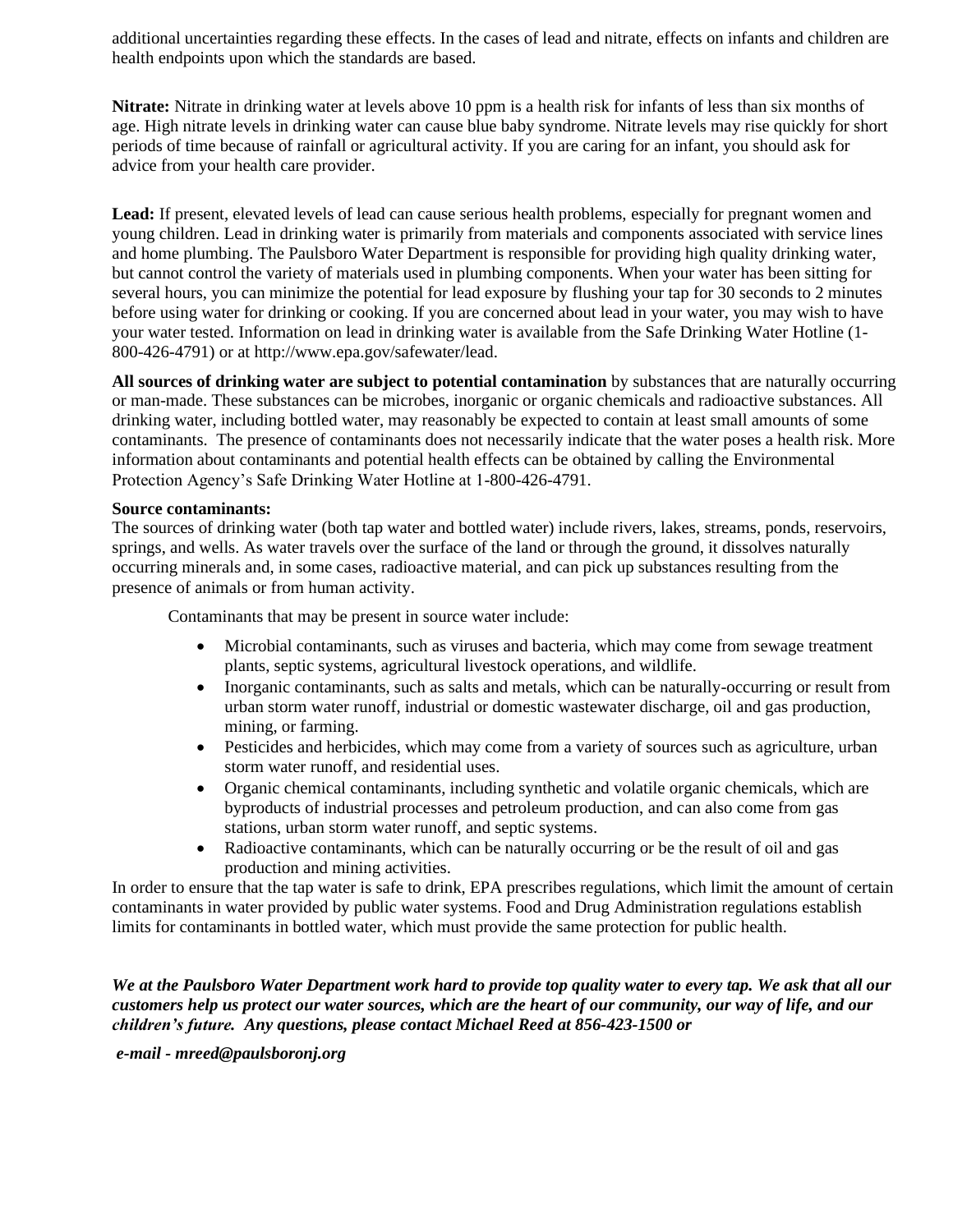additional uncertainties regarding these effects. In the cases of lead and nitrate, effects on infants and children are health endpoints upon which the standards are based.

**Nitrate:** Nitrate in drinking water at levels above 10 ppm is a health risk for infants of less than six months of age. High nitrate levels in drinking water can cause blue baby syndrome. Nitrate levels may rise quickly for short periods of time because of rainfall or agricultural activity. If you are caring for an infant, you should ask for advice from your health care provider.

**Lead:** If present, elevated levels of lead can cause serious health problems, especially for pregnant women and young children. Lead in drinking water is primarily from materials and components associated with service lines and home plumbing. The Paulsboro Water Department is responsible for providing high quality drinking water, but cannot control the variety of materials used in plumbing components. When your water has been sitting for several hours, you can minimize the potential for lead exposure by flushing your tap for 30 seconds to 2 minutes before using water for drinking or cooking. If you are concerned about lead in your water, you may wish to have your water tested. Information on lead in drinking water is available from the Safe Drinking Water Hotline (1-800-426-4791) or at http://www.epa.gov/safewater/lead.

**All sources of drinking water are subject to potential contamination** by substances that are naturally occurring or man-made. These substances can be microbes, inorganic or organic chemicals and radioactive substances. All drinking water, including bottled water, may reasonably be expected to contain at least small amounts of some contaminants. The presence of contaminants does not necessarily indicate that the water poses a health risk. More information about contaminants and potential health effects can be obtained by calling the Environmental Protection Agency's Safe Drinking Water Hotline at 1-800-426-4791.

**Source contaminants:**
The sources of drinking water (both tap water and bottled water) include rivers, lakes, streams, ponds, reservoirs, springs, and wells. As water travels over the surface of the land or through the ground, it dissolves naturally occurring minerals and, in some cases, radioactive material, and can pick up substances resulting from the presence of animals or from human activity.

Contaminants that may be present in source water include:

- Microbial contaminants, such as viruses and bacteria, which may come from sewage treatment plants, septic systems, agricultural livestock operations, and wildlife.
- Inorganic contaminants, such as salts and metals, which can be naturally-occurring or result from urban storm water runoff, industrial or domestic wastewater discharge, oil and gas production, mining, or farming.
- Pesticides and herbicides, which may come from a variety of sources such as agriculture, urban storm water runoff, and residential uses.
- Organic chemical contaminants, including synthetic and volatile organic chemicals, which are byproducts of industrial processes and petroleum production, and can also come from gas stations, urban storm water runoff, and septic systems.
- Radioactive contaminants, which can be naturally occurring or be the result of oil and gas production and mining activities.

In order to ensure that the tap water is safe to drink, EPA prescribes regulations, which limit the amount of certain contaminants in water provided by public water systems. Food and Drug Administration regulations establish limits for contaminants in bottled water, which must provide the same protection for public health.

***We at the Paulsboro Water Department work hard to provide top quality water to every tap. We ask that all our customers help us protect our water sources, which are the heart of our community, our way of life, and our children's future. Any questions, please contact Michael Reed at 856-423-1500 or***

***e-mail - mreed@paulsboronj.org***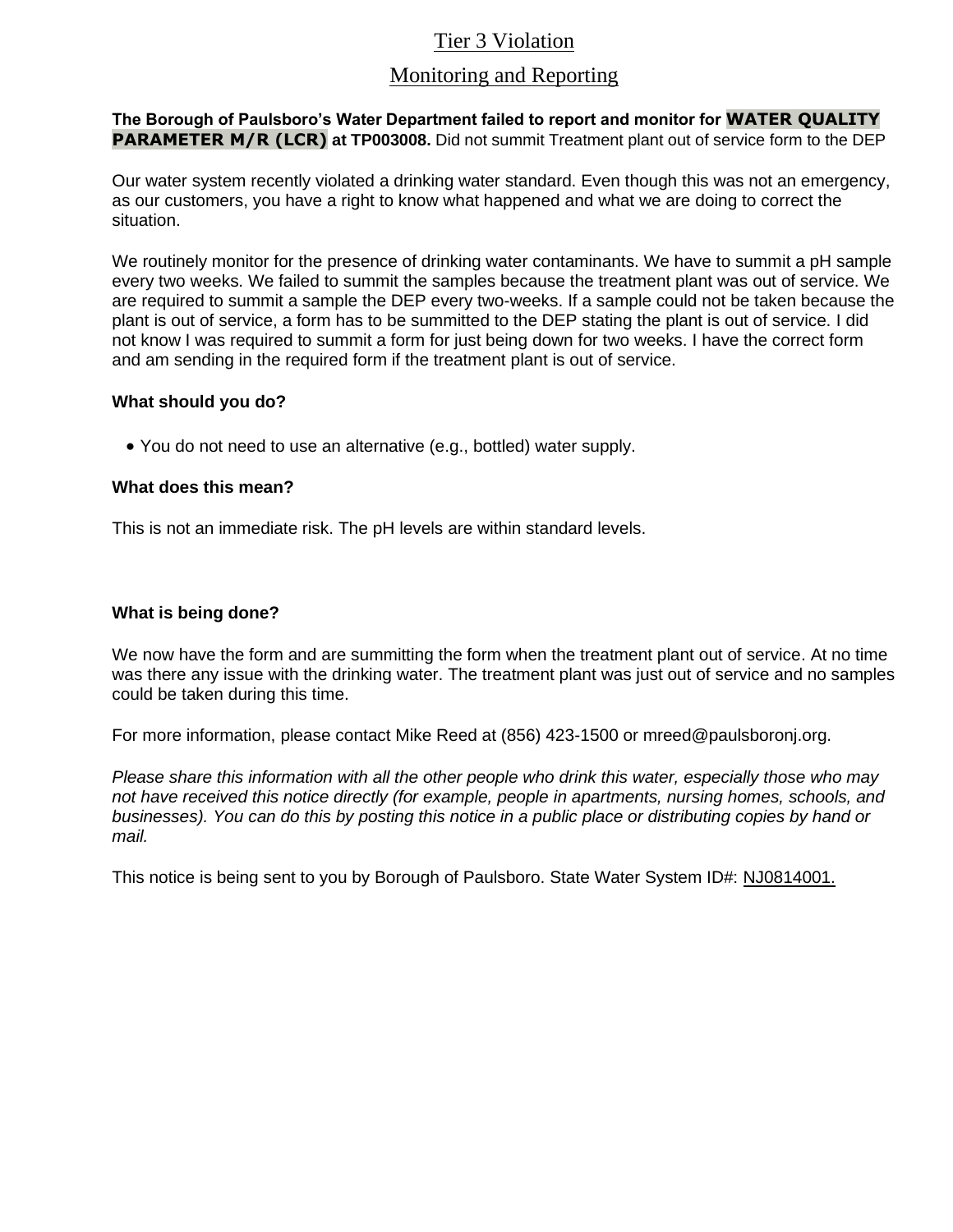# Tier 3 Violation

## Monitoring and Reporting

**The Borough of Paulsboro's Water Department failed to report and monitor for WATER QUALITY PARAMETER M/R (LCR) at TP003008.** Did not summit Treatment plant out of service form to the DEP

Our water system recently violated a drinking water standard. Even though this was not an emergency, as our customers, you have a right to know what happened and what we are doing to correct the situation.

We routinely monitor for the presence of drinking water contaminants. We have to summit a pH sample every two weeks. We failed to summit the samples because the treatment plant was out of service. We are required to summit a sample the DEP every two-weeks. If a sample could not be taken because the plant is out of service, a form has to be summitted to the DEP stating the plant is out of service. I did not know I was required to summit a form for just being down for two weeks. I have the correct form and am sending in the required form if the treatment plant is out of service.

**What should you do?**

- You do not need to use an alternative (e.g., bottled) water supply.

**What does this mean?**

This is not an immediate risk. The pH levels are within standard levels.

**What is being done?**

We now have the form and are summitting the form when the treatment plant out of service. At no time was there any issue with the drinking water. The treatment plant was just out of service and no samples could be taken during this time.

For more information, please contact Mike Reed at (856) 423-1500 or mreed@paulsboronj.org.

*Please share this information with all the other people who drink this water, especially those who may not have received this notice directly (for example, people in apartments, nursing homes, schools, and businesses). You can do this by posting this notice in a public place or distributing copies by hand or mail.*

This notice is being sent to you by Borough of Paulsboro. State Water System ID#: NJ0814001.